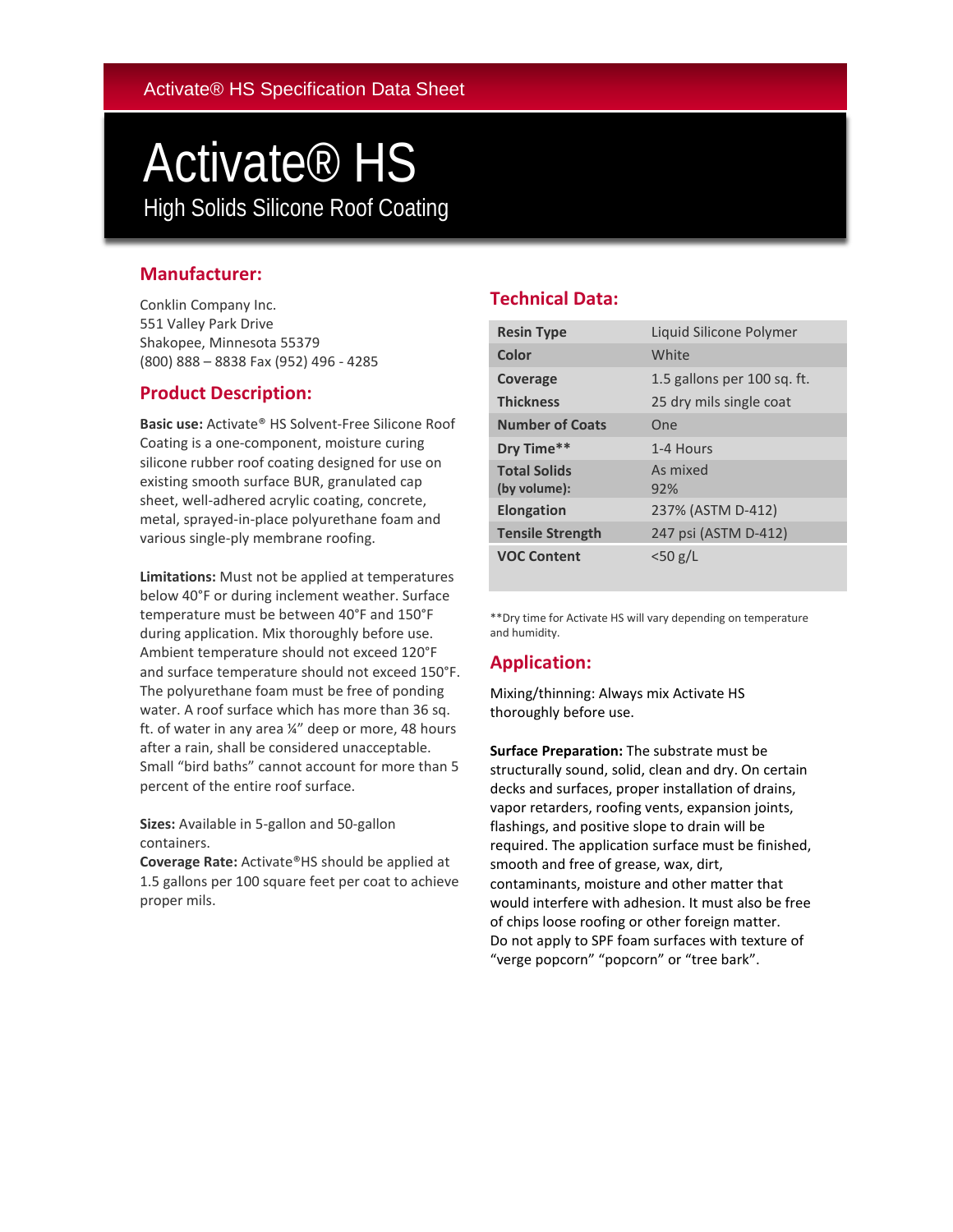Activate® HS Specification Data Sheet

# Activate® HS

High Solids Silicone Roof Coating

## Manufacturer:

Conklin Company Inc.
551 Valley Park Drive
Shakopee, Minnesota 55379
(800) 888 – 8838 Fax (952) 496 - 4285

## Product Description:

**Basic use:** Activate® HS Solvent-Free Silicone Roof Coating is a one-component, moisture curing silicone rubber roof coating designed for use on existing smooth surface BUR, granulated cap sheet, well-adhered acrylic coating, concrete, metal, sprayed-in-place polyurethane foam and various single-ply membrane roofing.

**Limitations:** Must not be applied at temperatures below 40°F or during inclement weather. Surface temperature must be between 40°F and 150°F during application. Mix thoroughly before use. Ambient temperature should not exceed 120°F and surface temperature should not exceed 150°F. The polyurethane foam must be free of ponding water. A roof surface which has more than 36 sq. ft. of water in any area ¼" deep or more, 48 hours after a rain, shall be considered unacceptable. Small "bird baths" cannot account for more than 5 percent of the entire roof surface.

**Sizes:** Available in 5-gallon and 50-gallon containers.
**Coverage Rate:** Activate®HS should be applied at 1.5 gallons per 100 square feet per coat to achieve proper mils.

## Technical Data:

| | |
|---|---|
| **Resin Type** | Liquid Silicone Polymer |
| **Color** | White |
| **Coverage** | 1.5 gallons per 100 sq. ft. |
| **Thickness** | 25 dry mils single coat |
| **Number of Coats** | One |
| **Dry Time**** | 1-4 Hours |
| **Total Solids (by volume):** | As mixed 92% |
| **Elongation** | 237% (ASTM D-412) |
| **Tensile Strength** | 247 psi (ASTM D-412) |
| **VOC Content** | <50 g/L |

**Dry time for Activate HS will vary depending on temperature and humidity.

## Application:

Mixing/thinning: Always mix Activate HS thoroughly before use.

**Surface Preparation:** The substrate must be structurally sound, solid, clean and dry. On certain decks and surfaces, proper installation of drains, vapor retarders, roofing vents, expansion joints, flashings, and positive slope to drain will be required. The application surface must be finished, smooth and free of grease, wax, dirt, contaminants, moisture and other matter that would interfere with adhesion. It must also be free of chips loose roofing or other foreign matter.
Do not apply to SPF foam surfaces with texture of "verge popcorn" "popcorn" or "tree bark".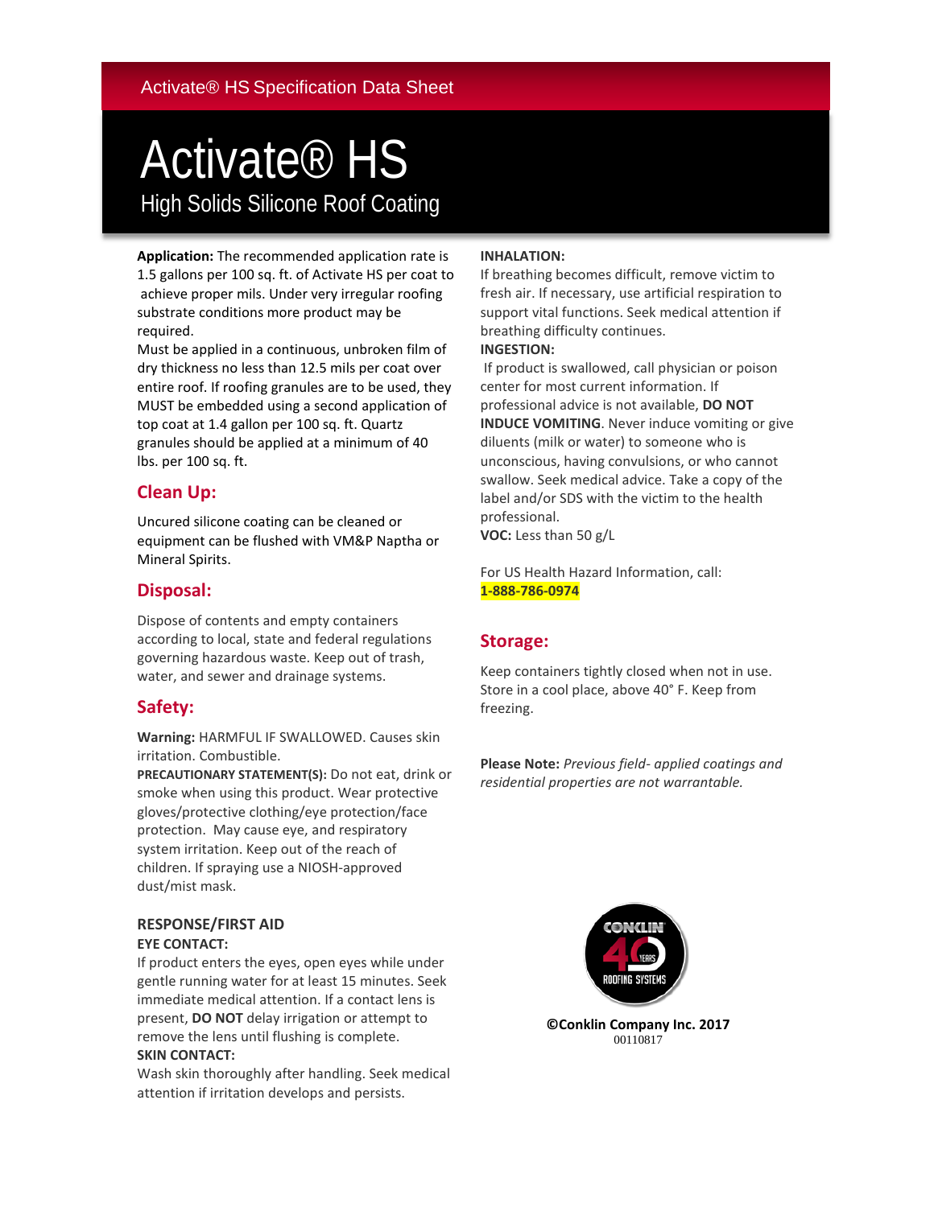Activate® HS Specification Data Sheet

# Activate® HS

## High Solids Silicone Roof Coating

**Application:** The recommended application rate is 1.5 gallons per 100 sq. ft. of Activate HS per coat to achieve proper mils. Under very irregular roofing substrate conditions more product may be required.

Must be applied in a continuous, unbroken film of dry thickness no less than 12.5 mils per coat over entire roof. If roofing granules are to be used, they MUST be embedded using a second application of top coat at 1.4 gallon per 100 sq. ft. Quartz granules should be applied at a minimum of 40 lbs. per 100 sq. ft.

### Clean Up:

Uncured silicone coating can be cleaned or equipment can be flushed with VM&P Naptha or Mineral Spirits.

### Disposal:

Dispose of contents and empty containers according to local, state and federal regulations governing hazardous waste. Keep out of trash, water, and sewer and drainage systems.

### Safety:

**Warning:** HARMFUL IF SWALLOWED. Causes skin irritation. Combustible.

**PRECAUTIONARY STATEMENT(S):** Do not eat, drink or smoke when using this product. Wear protective gloves/protective clothing/eye protection/face protection. May cause eye, and respiratory system irritation. Keep out of the reach of children. If spraying use a NIOSH-approved dust/mist mask.

**RESPONSE/FIRST AID**

**EYE CONTACT:**
If product enters the eyes, open eyes while under gentle running water for at least 15 minutes. Seek immediate medical attention. If a contact lens is present, **DO NOT** delay irrigation or attempt to remove the lens until flushing is complete.

**SKIN CONTACT:**
Wash skin thoroughly after handling. Seek medical attention if irritation develops and persists.

**INHALATION:**
If breathing becomes difficult, remove victim to fresh air. If necessary, use artificial respiration to support vital functions. Seek medical attention if breathing difficulty continues.

**INGESTION:**
If product is swallowed, call physician or poison center for most current information. If professional advice is not available, **DO NOT INDUCE VOMITING**. Never induce vomiting or give diluents (milk or water) to someone who is unconscious, having convulsions, or who cannot swallow. Seek medical advice. Take a copy of the label and/or SDS with the victim to the health professional.

**VOC:** Less than 50 g/L

For US Health Hazard Information, call:
**1-888-786-0974**

### Storage:

Keep containers tightly closed when not in use. Store in a cool place, above 40° F. Keep from freezing.

**Please Note:** *Previous field- applied coatings and residential properties are not warrantable.*

CONKLIN 40 YEARS ROOFING SYSTEMS

**©Conklin Company Inc. 2017**
00110817